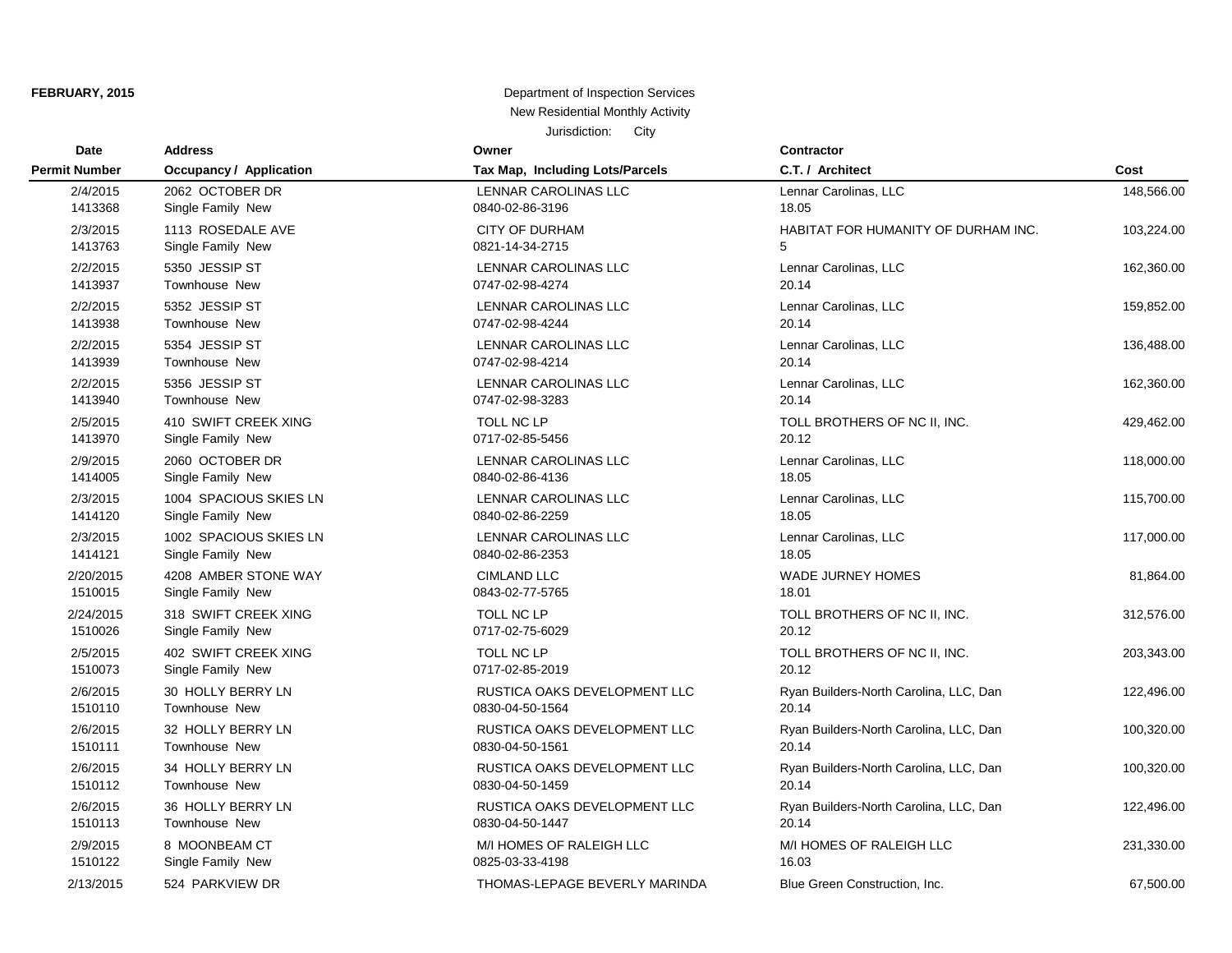**FEBRUARY, 2015**

Department of Inspection Services
New Residential Monthly Activity
Jurisdiction: City

| Date<br>Permit Number | Address<br>Occupancy / Application | Owner<br>Tax Map, Including Lots/Parcels | Contractor<br>C.T. / Architect | Cost |
|---|---|---|---|---|
| 2/4/2015<br>1413368 | 2062 OCTOBER DR<br>Single Family New | LENNAR CAROLINAS LLC<br>0840-02-86-3196 | Lennar Carolinas, LLC<br>18.05 | 148,566.00 |
| 2/3/2015<br>1413763 | 1113 ROSEDALE AVE<br>Single Family New | CITY OF DURHAM<br>0821-14-34-2715 | HABITAT FOR HUMANITY OF DURHAM INC.<br>5 | 103,224.00 |
| 2/2/2015<br>1413937 | 5350 JESSIP ST<br>Townhouse New | LENNAR CAROLINAS LLC<br>0747-02-98-4274 | Lennar Carolinas, LLC<br>20.14 | 162,360.00 |
| 2/2/2015<br>1413938 | 5352 JESSIP ST<br>Townhouse New | LENNAR CAROLINAS LLC<br>0747-02-98-4244 | Lennar Carolinas, LLC<br>20.14 | 159,852.00 |
| 2/2/2015<br>1413939 | 5354 JESSIP ST<br>Townhouse New | LENNAR CAROLINAS LLC<br>0747-02-98-4214 | Lennar Carolinas, LLC<br>20.14 | 136,488.00 |
| 2/2/2015<br>1413940 | 5356 JESSIP ST<br>Townhouse New | LENNAR CAROLINAS LLC<br>0747-02-98-3283 | Lennar Carolinas, LLC<br>20.14 | 162,360.00 |
| 2/5/2015<br>1413970 | 410 SWIFT CREEK XING<br>Single Family New | TOLL NC LP<br>0717-02-85-5456 | TOLL BROTHERS OF NC II, INC.<br>20.12 | 429,462.00 |
| 2/9/2015<br>1414005 | 2060 OCTOBER DR<br>Single Family New | LENNAR CAROLINAS LLC<br>0840-02-86-4136 | Lennar Carolinas, LLC<br>18.05 | 118,000.00 |
| 2/3/2015<br>1414120 | 1004 SPACIOUS SKIES LN<br>Single Family New | LENNAR CAROLINAS LLC<br>0840-02-86-2259 | Lennar Carolinas, LLC<br>18.05 | 115,700.00 |
| 2/3/2015<br>1414121 | 1002 SPACIOUS SKIES LN<br>Single Family New | LENNAR CAROLINAS LLC<br>0840-02-86-2353 | Lennar Carolinas, LLC<br>18.05 | 117,000.00 |
| 2/20/2015<br>1510015 | 4208 AMBER STONE WAY<br>Single Family New | CIMLAND LLC<br>0843-02-77-5765 | WADE JURNEY HOMES<br>18.01 | 81,864.00 |
| 2/24/2015<br>1510026 | 318 SWIFT CREEK XING<br>Single Family New | TOLL NC LP<br>0717-02-75-6029 | TOLL BROTHERS OF NC II, INC.<br>20.12 | 312,576.00 |
| 2/5/2015<br>1510073 | 402 SWIFT CREEK XING<br>Single Family New | TOLL NC LP<br>0717-02-85-2019 | TOLL BROTHERS OF NC II, INC.<br>20.12 | 203,343.00 |
| 2/6/2015<br>1510110 | 30 HOLLY BERRY LN<br>Townhouse New | RUSTICA OAKS DEVELOPMENT LLC<br>0830-04-50-1564 | Ryan Builders-North Carolina, LLC, Dan<br>20.14 | 122,496.00 |
| 2/6/2015<br>1510111 | 32 HOLLY BERRY LN<br>Townhouse New | RUSTICA OAKS DEVELOPMENT LLC<br>0830-04-50-1561 | Ryan Builders-North Carolina, LLC, Dan<br>20.14 | 100,320.00 |
| 2/6/2015<br>1510112 | 34 HOLLY BERRY LN<br>Townhouse New | RUSTICA OAKS DEVELOPMENT LLC<br>0830-04-50-1459 | Ryan Builders-North Carolina, LLC, Dan<br>20.14 | 100,320.00 |
| 2/6/2015<br>1510113 | 36 HOLLY BERRY LN<br>Townhouse New | RUSTICA OAKS DEVELOPMENT LLC<br>0830-04-50-1447 | Ryan Builders-North Carolina, LLC, Dan<br>20.14 | 122,496.00 |
| 2/9/2015<br>1510122 | 8 MOONBEAM CT<br>Single Family New | M/I HOMES OF RALEIGH LLC<br>0825-03-33-4198 | M/I HOMES OF RALEIGH LLC<br>16.03 | 231,330.00 |
| 2/13/2015 | 524 PARKVIEW DR | THOMAS-LEPAGE BEVERLY MARINDA | Blue Green Construction, Inc. | 67,500.00 |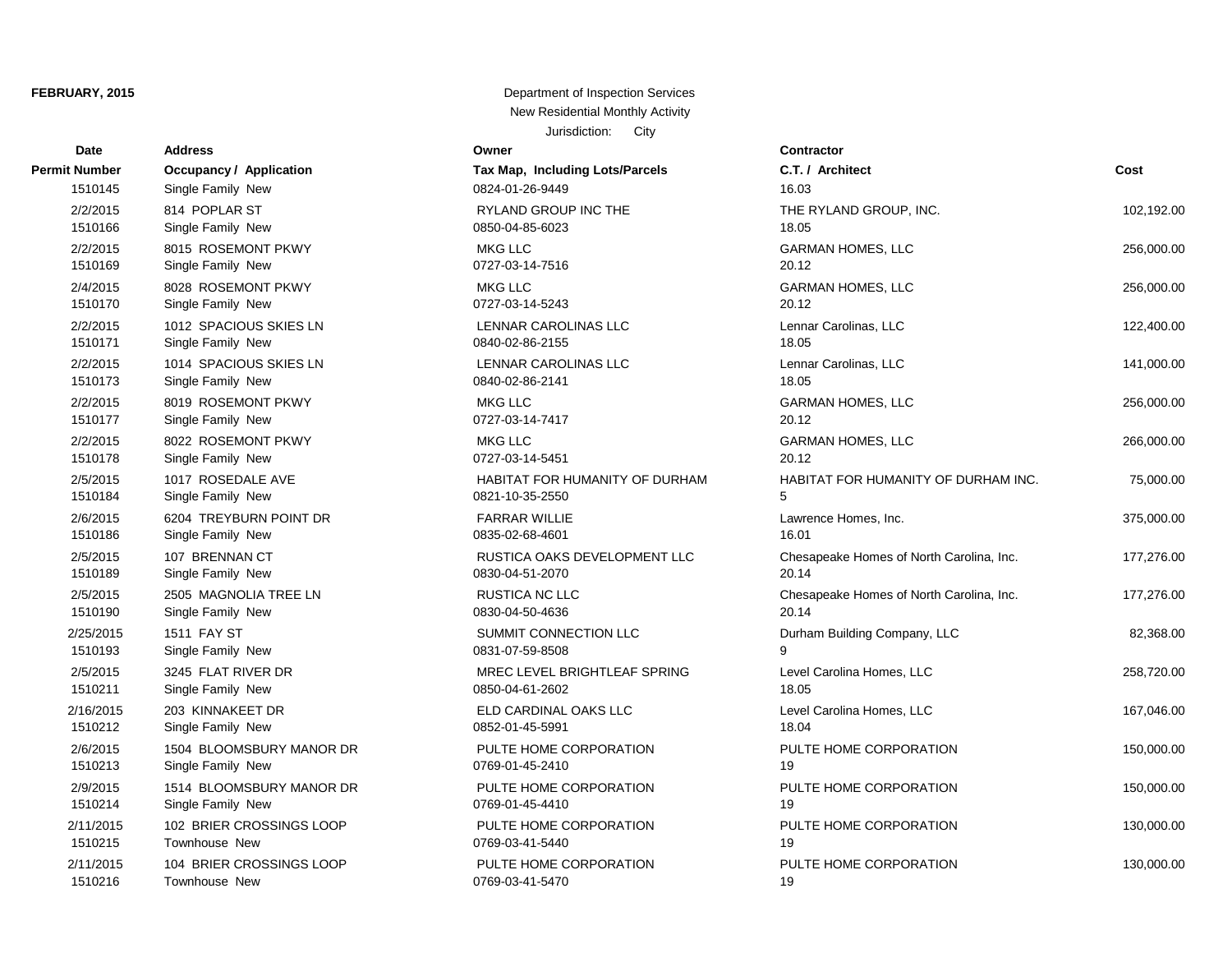**FEBRUARY, 2015**

Department of Inspection Services
New Residential Monthly Activity
Jurisdiction: City

| Date / Permit Number | Address / Occupancy / Application | Owner / Tax Map, Including Lots/Parcels | Contractor / C.T. / Architect | Cost |
|---|---|---|---|---|
| 1510145 | Single Family New | 0824-01-26-9449 | 16.03 | |
| 2/2/2015 | 814 POPLAR ST | RYLAND GROUP INC THE | THE RYLAND GROUP, INC. | 102,192.00 |
| 1510166 | Single Family New | 0850-04-85-6023 | 18.05 | |
| 2/2/2015 | 8015 ROSEMONT PKWY | MKG LLC | GARMAN HOMES, LLC | 256,000.00 |
| 1510169 | Single Family New | 0727-03-14-7516 | 20.12 | |
| 2/4/2015 | 8028 ROSEMONT PKWY | MKG LLC | GARMAN HOMES, LLC | 256,000.00 |
| 1510170 | Single Family New | 0727-03-14-5243 | 20.12 | |
| 2/2/2015 | 1012 SPACIOUS SKIES LN | LENNAR CAROLINAS LLC | Lennar Carolinas, LLC | 122,400.00 |
| 1510171 | Single Family New | 0840-02-86-2155 | 18.05 | |
| 2/2/2015 | 1014 SPACIOUS SKIES LN | LENNAR CAROLINAS LLC | Lennar Carolinas, LLC | 141,000.00 |
| 1510173 | Single Family New | 0840-02-86-2141 | 18.05 | |
| 2/2/2015 | 8019 ROSEMONT PKWY | MKG LLC | GARMAN HOMES, LLC | 256,000.00 |
| 1510177 | Single Family New | 0727-03-14-7417 | 20.12 | |
| 2/2/2015 | 8022 ROSEMONT PKWY | MKG LLC | GARMAN HOMES, LLC | 266,000.00 |
| 1510178 | Single Family New | 0727-03-14-5451 | 20.12 | |
| 2/5/2015 | 1017 ROSEDALE AVE | HABITAT FOR HUMANITY OF DURHAM | HABITAT FOR HUMANITY OF DURHAM INC. | 75,000.00 |
| 1510184 | Single Family New | 0821-10-35-2550 | 5 | |
| 2/6/2015 | 6204 TREYBURN POINT DR | FARRAR WILLIE | Lawrence Homes, Inc. | 375,000.00 |
| 1510186 | Single Family New | 0835-02-68-4601 | 16.01 | |
| 2/5/2015 | 107 BRENNAN CT | RUSTICA OAKS DEVELOPMENT LLC | Chesapeake Homes of North Carolina, Inc. | 177,276.00 |
| 1510189 | Single Family New | 0830-04-51-2070 | 20.14 | |
| 2/5/2015 | 2505 MAGNOLIA TREE LN | RUSTICA NC LLC | Chesapeake Homes of North Carolina, Inc. | 177,276.00 |
| 1510190 | Single Family New | 0830-04-50-4636 | 20.14 | |
| 2/25/2015 | 1511 FAY ST | SUMMIT CONNECTION LLC | Durham Building Company, LLC | 82,368.00 |
| 1510193 | Single Family New | 0831-07-59-8508 | 9 | |
| 2/5/2015 | 3245 FLAT RIVER DR | MREC LEVEL BRIGHTLEAF SPRING | Level Carolina Homes, LLC | 258,720.00 |
| 1510211 | Single Family New | 0850-04-61-2602 | 18.05 | |
| 2/16/2015 | 203 KINNAKEET DR | ELD CARDINAL OAKS LLC | Level Carolina Homes, LLC | 167,046.00 |
| 1510212 | Single Family New | 0852-01-45-5991 | 18.04 | |
| 2/6/2015 | 1504 BLOOMSBURY MANOR DR | PULTE HOME CORPORATION | PULTE HOME CORPORATION | 150,000.00 |
| 1510213 | Single Family New | 0769-01-45-2410 | 19 | |
| 2/9/2015 | 1514 BLOOMSBURY MANOR DR | PULTE HOME CORPORATION | PULTE HOME CORPORATION | 150,000.00 |
| 1510214 | Single Family New | 0769-01-45-4410 | 19 | |
| 2/11/2015 | 102 BRIER CROSSINGS LOOP | PULTE HOME CORPORATION | PULTE HOME CORPORATION | 130,000.00 |
| 1510215 | Townhouse New | 0769-03-41-5440 | 19 | |
| 2/11/2015 | 104 BRIER CROSSINGS LOOP | PULTE HOME CORPORATION | PULTE HOME CORPORATION | 130,000.00 |
| 1510216 | Townhouse New | 0769-03-41-5470 | 19 | |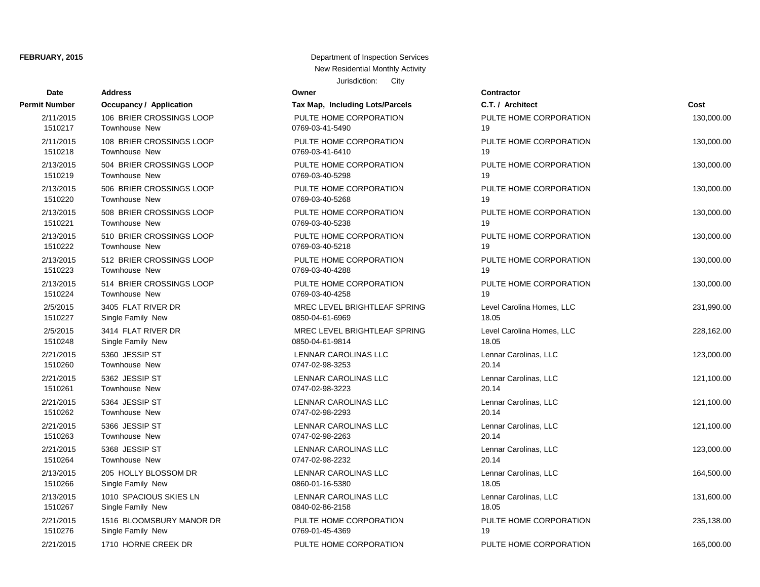**FEBRUARY, 2015**

Department of Inspection Services
New Residential Monthly Activity
Jurisdiction: City

| Date<br>Permit Number | Address<br>Occupancy / Application | Owner<br>Tax Map, Including Lots/Parcels | Contractor<br>C.T. / Architect | Cost |
|---|---|---|---|---|
| 2/11/2015<br>1510217 | 106 BRIER CROSSINGS LOOP<br>Townhouse New | PULTE HOME CORPORATION<br>0769-03-41-5490 | PULTE HOME CORPORATION<br>19 | 130,000.00 |
| 2/11/2015<br>1510218 | 108 BRIER CROSSINGS LOOP<br>Townhouse New | PULTE HOME CORPORATION<br>0769-03-41-6410 | PULTE HOME CORPORATION<br>19 | 130,000.00 |
| 2/13/2015<br>1510219 | 504 BRIER CROSSINGS LOOP<br>Townhouse New | PULTE HOME CORPORATION<br>0769-03-40-5298 | PULTE HOME CORPORATION<br>19 | 130,000.00 |
| 2/13/2015<br>1510220 | 506 BRIER CROSSINGS LOOP<br>Townhouse New | PULTE HOME CORPORATION<br>0769-03-40-5268 | PULTE HOME CORPORATION<br>19 | 130,000.00 |
| 2/13/2015<br>1510221 | 508 BRIER CROSSINGS LOOP<br>Townhouse New | PULTE HOME CORPORATION<br>0769-03-40-5238 | PULTE HOME CORPORATION<br>19 | 130,000.00 |
| 2/13/2015<br>1510222 | 510 BRIER CROSSINGS LOOP<br>Townhouse New | PULTE HOME CORPORATION<br>0769-03-40-5218 | PULTE HOME CORPORATION<br>19 | 130,000.00 |
| 2/13/2015<br>1510223 | 512 BRIER CROSSINGS LOOP<br>Townhouse New | PULTE HOME CORPORATION<br>0769-03-40-4288 | PULTE HOME CORPORATION<br>19 | 130,000.00 |
| 2/13/2015<br>1510224 | 514 BRIER CROSSINGS LOOP<br>Townhouse New | PULTE HOME CORPORATION<br>0769-03-40-4258 | PULTE HOME CORPORATION<br>19 | 130,000.00 |
| 2/5/2015<br>1510227 | 3405 FLAT RIVER DR<br>Single Family New | MREC LEVEL BRIGHTLEAF SPRING<br>0850-04-61-6969 | Level Carolina Homes, LLC<br>18.05 | 231,990.00 |
| 2/5/2015<br>1510248 | 3414 FLAT RIVER DR<br>Single Family New | MREC LEVEL BRIGHTLEAF SPRING<br>0850-04-61-9814 | Level Carolina Homes, LLC<br>18.05 | 228,162.00 |
| 2/21/2015<br>1510260 | 5360 JESSIP ST<br>Townhouse New | LENNAR CAROLINAS LLC<br>0747-02-98-3253 | Lennar Carolinas, LLC<br>20.14 | 123,000.00 |
| 2/21/2015<br>1510261 | 5362 JESSIP ST<br>Townhouse New | LENNAR CAROLINAS LLC<br>0747-02-98-3223 | Lennar Carolinas, LLC<br>20.14 | 121,100.00 |
| 2/21/2015<br>1510262 | 5364 JESSIP ST<br>Townhouse New | LENNAR CAROLINAS LLC<br>0747-02-98-2293 | Lennar Carolinas, LLC<br>20.14 | 121,100.00 |
| 2/21/2015<br>1510263 | 5366 JESSIP ST<br>Townhouse New | LENNAR CAROLINAS LLC<br>0747-02-98-2263 | Lennar Carolinas, LLC<br>20.14 | 121,100.00 |
| 2/21/2015<br>1510264 | 5368 JESSIP ST<br>Townhouse New | LENNAR CAROLINAS LLC<br>0747-02-98-2232 | Lennar Carolinas, LLC<br>20.14 | 123,000.00 |
| 2/13/2015<br>1510266 | 205 HOLLY BLOSSOM DR<br>Single Family New | LENNAR CAROLINAS LLC<br>0860-01-16-5380 | Lennar Carolinas, LLC<br>18.05 | 164,500.00 |
| 2/13/2015<br>1510267 | 1010 SPACIOUS SKIES LN<br>Single Family New | LENNAR CAROLINAS LLC<br>0840-02-86-2158 | Lennar Carolinas, LLC<br>18.05 | 131,600.00 |
| 2/21/2015<br>1510276 | 1516 BLOOMSBURY MANOR DR<br>Single Family New | PULTE HOME CORPORATION<br>0769-01-45-4369 | PULTE HOME CORPORATION<br>19 | 235,138.00 |
| 2/21/2015 | 1710 HORNE CREEK DR | PULTE HOME CORPORATION | PULTE HOME CORPORATION | 165,000.00 |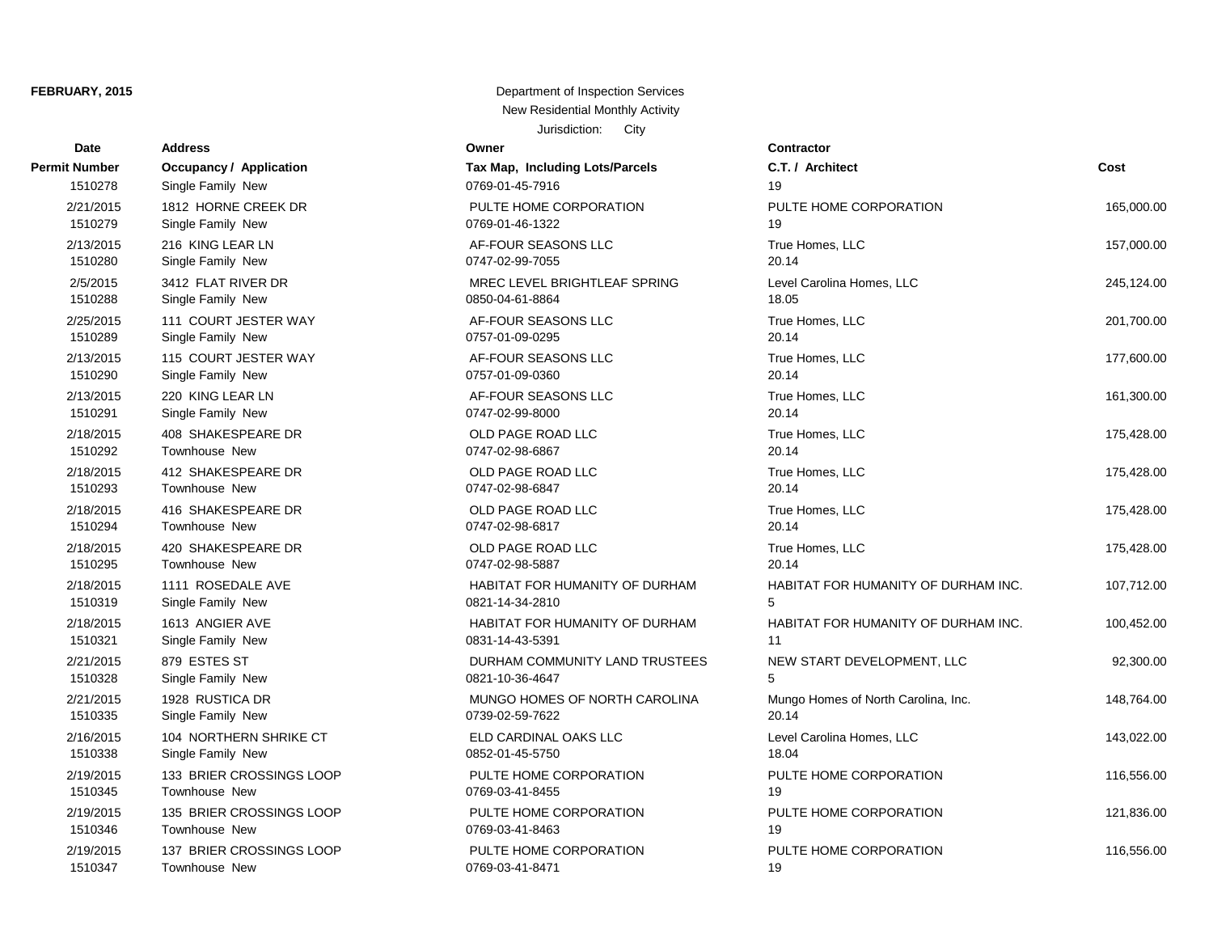| Date<br>Permit Number | Address<br>Occupancy / Application | Owner<br>Tax Map, Including Lots/Parcels | Contractor<br>C.T. / Architect | Cost |
|---|---|---|---|---|
| 1510278 | Single Family New | 0769-01-45-7916 | 19 | |
| 2/21/2015 | 1812 HORNE CREEK DR | PULTE HOME CORPORATION | PULTE HOME CORPORATION | 165,000.00 |
| 1510279 | Single Family New | 0769-01-46-1322 | 19 | |
| 2/13/2015 | 216 KING LEAR LN | AF-FOUR SEASONS LLC | True Homes, LLC | 157,000.00 |
| 1510280 | Single Family New | 0747-02-99-7055 | 20.14 | |
| 2/5/2015 | 3412 FLAT RIVER DR | MREC LEVEL BRIGHTLEAF SPRING | Level Carolina Homes, LLC | 245,124.00 |
| 1510288 | Single Family New | 0850-04-61-8864 | 18.05 | |
| 2/25/2015 | 111 COURT JESTER WAY | AF-FOUR SEASONS LLC | True Homes, LLC | 201,700.00 |
| 1510289 | Single Family New | 0757-01-09-0295 | 20.14 | |
| 2/13/2015 | 115 COURT JESTER WAY | AF-FOUR SEASONS LLC | True Homes, LLC | 177,600.00 |
| 1510290 | Single Family New | 0757-01-09-0360 | 20.14 | |
| 2/13/2015 | 220 KING LEAR LN | AF-FOUR SEASONS LLC | True Homes, LLC | 161,300.00 |
| 1510291 | Single Family New | 0747-02-99-8000 | 20.14 | |
| 2/18/2015 | 408 SHAKESPEARE DR | OLD PAGE ROAD LLC | True Homes, LLC | 175,428.00 |
| 1510292 | Townhouse New | 0747-02-98-6867 | 20.14 | |
| 2/18/2015 | 412 SHAKESPEARE DR | OLD PAGE ROAD LLC | True Homes, LLC | 175,428.00 |
| 1510293 | Townhouse New | 0747-02-98-6847 | 20.14 | |
| 2/18/2015 | 416 SHAKESPEARE DR | OLD PAGE ROAD LLC | True Homes, LLC | 175,428.00 |
| 1510294 | Townhouse New | 0747-02-98-6817 | 20.14 | |
| 2/18/2015 | 420 SHAKESPEARE DR | OLD PAGE ROAD LLC | True Homes, LLC | 175,428.00 |
| 1510295 | Townhouse New | 0747-02-98-5887 | 20.14 | |
| 2/18/2015 | 1111 ROSEDALE AVE | HABITAT FOR HUMANITY OF DURHAM | HABITAT FOR HUMANITY OF DURHAM INC. | 107,712.00 |
| 1510319 | Single Family New | 0821-14-34-2810 | 5 | |
| 2/18/2015 | 1613 ANGIER AVE | HABITAT FOR HUMANITY OF DURHAM | HABITAT FOR HUMANITY OF DURHAM INC. | 100,452.00 |
| 1510321 | Single Family New | 0831-14-43-5391 | 11 | |
| 2/21/2015 | 879 ESTES ST | DURHAM COMMUNITY LAND TRUSTEES | NEW START DEVELOPMENT, LLC | 92,300.00 |
| 1510328 | Single Family New | 0821-10-36-4647 | 5 | |
| 2/21/2015 | 1928 RUSTICA DR | MUNGO HOMES OF NORTH CAROLINA | Mungo Homes of North Carolina, Inc. | 148,764.00 |
| 1510335 | Single Family New | 0739-02-59-7622 | 20.14 | |
| 2/16/2015 | 104 NORTHERN SHRIKE CT | ELD CARDINAL OAKS LLC | Level Carolina Homes, LLC | 143,022.00 |
| 1510338 | Single Family New | 0852-01-45-5750 | 18.04 | |
| 2/19/2015 | 133 BRIER CROSSINGS LOOP | PULTE HOME CORPORATION | PULTE HOME CORPORATION | 116,556.00 |
| 1510345 | Townhouse New | 0769-03-41-8455 | 19 | |
| 2/19/2015 | 135 BRIER CROSSINGS LOOP | PULTE HOME CORPORATION | PULTE HOME CORPORATION | 121,836.00 |
| 1510346 | Townhouse New | 0769-03-41-8463 | 19 | |
| 2/19/2015 | 137 BRIER CROSSINGS LOOP | PULTE HOME CORPORATION | PULTE HOME CORPORATION | 116,556.00 |
| 1510347 | Townhouse New | 0769-03-41-8471 | 19 | |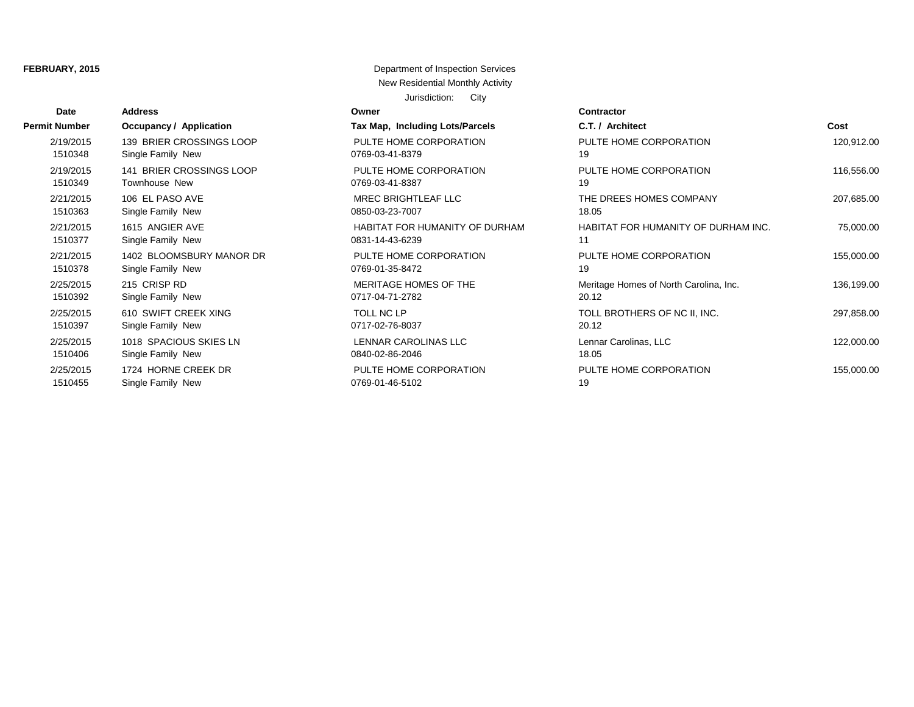**FEBRUARY, 2015**

Department of Inspection Services

New Residential Monthly Activity

Jurisdiction: City

| Date / Permit Number | Address / Occupancy / Application | Owner / Tax Map, Including Lots/Parcels | Contractor / C.T. / Architect | Cost |
|---|---|---|---|---|
| 2/19/2015<br>1510348 | 139 BRIER CROSSINGS LOOP<br>Single Family New | PULTE HOME CORPORATION<br>0769-03-41-8379 | PULTE HOME CORPORATION<br>19 | 120,912.00 |
| 2/19/2015<br>1510349 | 141 BRIER CROSSINGS LOOP<br>Townhouse New | PULTE HOME CORPORATION<br>0769-03-41-8387 | PULTE HOME CORPORATION<br>19 | 116,556.00 |
| 2/21/2015<br>1510363 | 106 EL PASO AVE<br>Single Family New | MREC BRIGHTLEAF LLC<br>0850-03-23-7007 | THE DREES HOMES COMPANY<br>18.05 | 207,685.00 |
| 2/21/2015<br>1510377 | 1615 ANGIER AVE<br>Single Family New | HABITAT FOR HUMANITY OF DURHAM<br>0831-14-43-6239 | HABITAT FOR HUMANITY OF DURHAM INC.<br>11 | 75,000.00 |
| 2/21/2015<br>1510378 | 1402 BLOOMSBURY MANOR DR<br>Single Family New | PULTE HOME CORPORATION<br>0769-01-35-8472 | PULTE HOME CORPORATION<br>19 | 155,000.00 |
| 2/25/2015<br>1510392 | 215 CRISP RD<br>Single Family New | MERITAGE HOMES OF THE<br>0717-04-71-2782 | Meritage Homes of North Carolina, Inc.<br>20.12 | 136,199.00 |
| 2/25/2015<br>1510397 | 610 SWIFT CREEK XING<br>Single Family New | TOLL NC LP<br>0717-02-76-8037 | TOLL BROTHERS OF NC II, INC.<br>20.12 | 297,858.00 |
| 2/25/2015<br>1510406 | 1018 SPACIOUS SKIES LN<br>Single Family New | LENNAR CAROLINAS LLC<br>0840-02-86-2046 | Lennar Carolinas, LLC<br>18.05 | 122,000.00 |
| 2/25/2015<br>1510455 | 1724 HORNE CREEK DR<br>Single Family New | PULTE HOME CORPORATION<br>0769-01-46-5102 | PULTE HOME CORPORATION<br>19 | 155,000.00 |